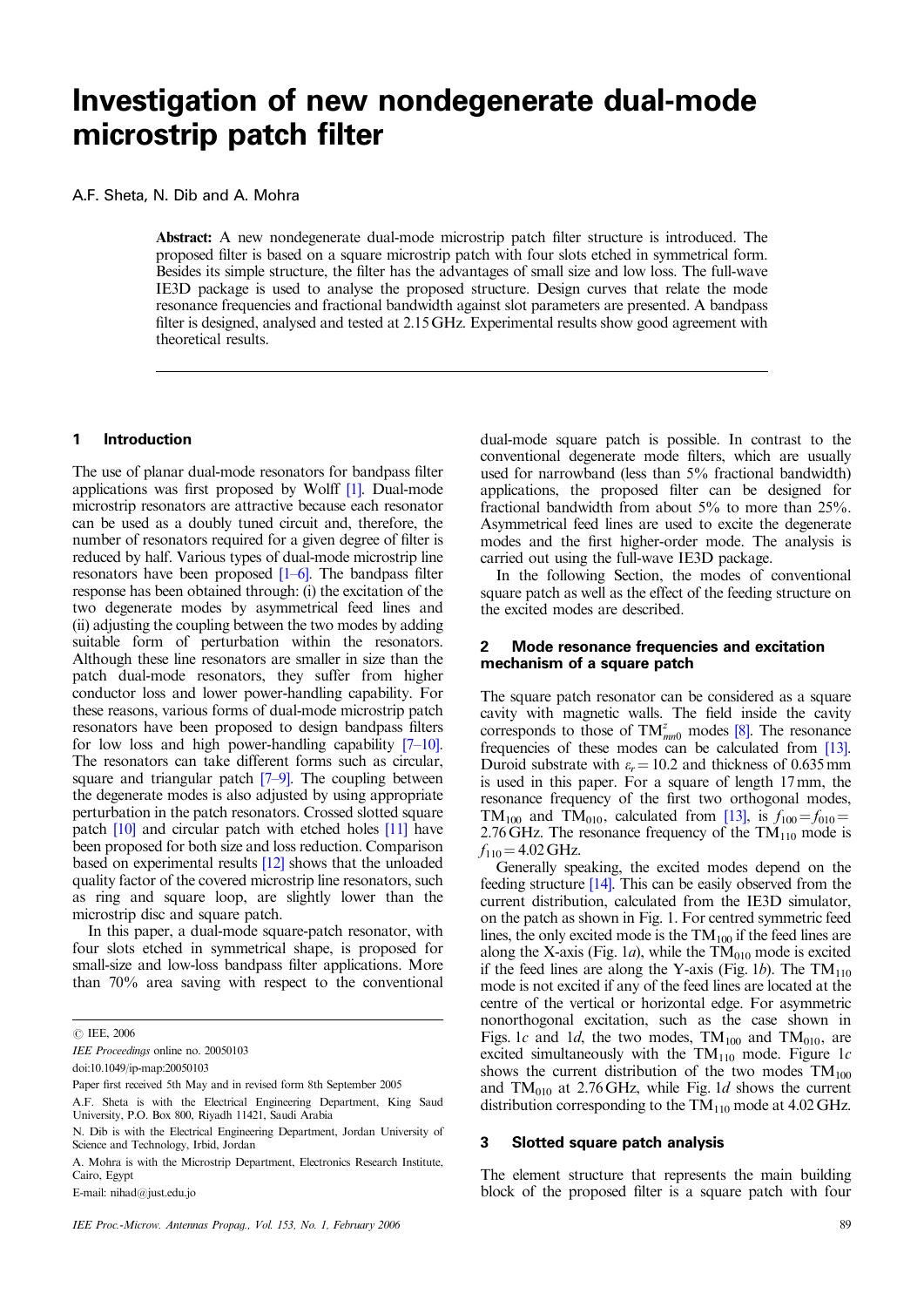# Investigation of new nondegenerate dual-mode microstrip patch filter

A.F. Sheta, N. Dib and A. Mohra

**Abstract:** A new nondegenerate dual-mode microstrip patch filter structure is introduced. The proposed filter is based on a square microstrip patch with four slots etched in symmetrical form. Besides its simple structure, the filter has the advantages of small size and low loss. The full-wave IE3D package is used to analyse the proposed structure. Design curves that relate the mode resonance frequencies and fractional bandwidth against slot parameters are presented. A bandpass filter is designed, analysed and tested at 2.15 GHz. Experimental results show good agreement with theoretical results.

## 1 Introduction

The use of planar dual-mode resonators for bandpass filter applications was first proposed by Wolff [1]. Dual-mode microstrip resonators are attractive because each resonator can be used as a doubly tuned circuit and, therefore, the number of resonators required for a given degree of filter is reduced by half. Various types of dual-mode microstrip line resonators have been proposed [1–6]. The bandpass filter response has been obtained through: (i) the excitation of the two degenerate modes by asymmetrical feed lines and (ii) adjusting the coupling between the two modes by adding suitable form of perturbation within the resonators. Although these line resonators are smaller in size than the patch dual-mode resonators, they suffer from higher conductor loss and lower power-handling capability. For these reasons, various forms of dual-mode microstrip patch resonators have been proposed to design bandpass filters for low loss and high power-handling capability [7–10]. The resonators can take different forms such as circular, square and triangular patch [7–9]. The coupling between the degenerate modes is also adjusted by using appropriate perturbation in the patch resonators. Crossed slotted square patch [10] and circular patch with etched holes [11] have been proposed for both size and loss reduction. Comparison based on experimental results [12] shows that the unloaded quality factor of the covered microstrip line resonators, such as ring and square loop, are slightly lower than the microstrip disc and square patch.

In this paper, a dual-mode square-patch resonator, with four slots etched in symmetrical shape, is proposed for small-size and low-loss bandpass filter applications. More than 70% area saving with respect to the conventional dual-mode square patch is possible. In contrast to the conventional degenerate mode filters, which are usually used for narrowband (less than 5% fractional bandwidth) applications, the proposed filter can be designed for fractional bandwidth from about 5% to more than 25%. Asymmetrical feed lines are used to excite the degenerate modes and the first higher-order mode. The analysis is carried out using the full-wave IE3D package.

In the following Section, the modes of conventional square patch as well as the effect of the feeding structure on the excited modes are described.

## 2 Mode resonance frequencies and excitation mechanism of a square patch

The square patch resonator can be considered as a square cavity with magnetic walls. The field inside the cavity corresponds to those of $TM^z_{mn0}$ modes [8]. The resonance frequencies of these modes can be calculated from [13]. Duroid substrate with $\varepsilon_r = 10.2$ and thickness of 0.635 mm is used in this paper. For a square of length 17 mm, the resonance frequency of the first two orthogonal modes, $TM_{100}$ and $TM_{010}$, calculated from [13], is $f_{100} = f_{010} = 2.76$ GHz. The resonance frequency of the $TM_{110}$ mode is $f_{110} = 4.02$ GHz.

Generally speaking, the excited modes depend on the feeding structure [14]. This can be easily observed from the current distribution, calculated from the IE3D simulator, on the patch as shown in Fig. 1. For centred symmetric feed lines, the only excited mode is the $TM_{100}$ if the feed lines are along the X-axis (Fig. 1*a*), while the $TM_{010}$ mode is excited if the feed lines are along the Y-axis (Fig. 1*b*). The $TM_{110}$ mode is not excited if any of the feed lines are located at the centre of the vertical or horizontal edge. For asymmetric nonorthogonal excitation, such as the case shown in Figs. 1*c* and 1*d*, the two modes, $TM_{100}$ and $TM_{010}$, are excited simultaneously with the $TM_{110}$ mode. Figure 1*c* shows the current distribution of the two modes $TM_{100}$ and $TM_{010}$ at 2.76 GHz, while Fig. 1*d* shows the current distribution corresponding to the $TM_{110}$ mode at 4.02 GHz.

## 3 Slotted square patch analysis

The element structure that represents the main building block of the proposed filter is a square patch with four

© IEE, 2006

*IEE Proceedings* online no. 20050103

doi:10.1049/ip-map:20050103

Paper first received 5th May and in revised form 8th September 2005

A.F. Sheta is with the Electrical Engineering Department, King Saud University, P.O. Box 800, Riyadh 11421, Saudi Arabia

N. Dib is with the Electrical Engineering Department, Jordan University of Science and Technology, Irbid, Jordan

A. Mohra is with the Microstrip Department, Electronics Research Institute, Cairo, Egypt

E-mail: nihad@just.edu.jo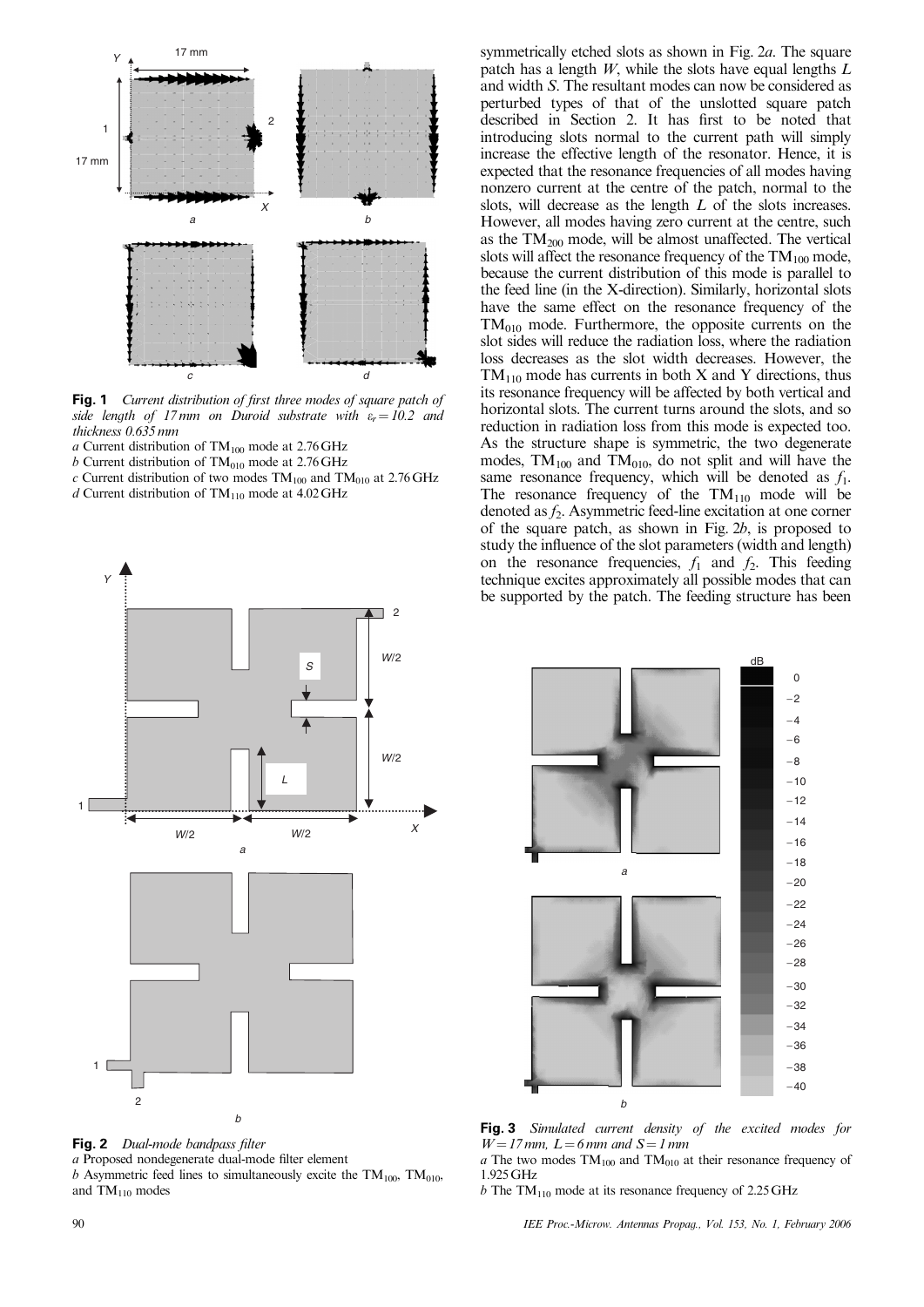**Fig. 1** *Current distribution of first three modes of square patch of side length of 17 mm on Duroid substrate with $\varepsilon_r = 10.2$ and thickness 0.635 mm*

*a* Current distribution of $TM_{100}$ mode at 2.76 GHz
*b* Current distribution of $TM_{010}$ mode at 2.76 GHz
*c* Current distribution of two modes $TM_{100}$ and $TM_{010}$ at 2.76 GHz
*d* Current distribution of $TM_{110}$ mode at 4.02 GHz

**Fig. 2** *Dual-mode bandpass filter*

*a* Proposed nondegenerate dual-mode filter element
*b* Asymmetric feed lines to simultaneously excite the $TM_{100}$, $TM_{010}$, and $TM_{110}$ modes

symmetrically etched slots as shown in Fig. 2*a*. The square patch has a length $W$, while the slots have equal lengths $L$ and width $S$. The resultant modes can now be considered as perturbed types of that of the unslotted square patch described in Section 2. It has first to be noted that introducing slots normal to the current path will simply increase the effective length of the resonator. Hence, it is expected that the resonance frequencies of all modes having nonzero current at the centre of the patch, normal to the slots, will decrease as the length $L$ of the slots increases. However, all modes having zero current at the centre, such as the $TM_{200}$ mode, will be almost unaffected. The vertical slots will affect the resonance frequency of the $TM_{100}$ mode, because the current distribution of this mode is parallel to the feed line (in the X-direction). Similarly, horizontal slots have the same effect on the resonance frequency of the $TM_{010}$ mode. Furthermore, the opposite currents on the slot sides will reduce the radiation loss, where the radiation loss decreases as the slot width decreases. However, the $TM_{110}$ mode has currents in both X and Y directions, thus its resonance frequency will be affected by both vertical and horizontal slots. The current turns around the slots, and so reduction in radiation loss from this mode is expected too. As the structure shape is symmetric, the two degenerate modes, $TM_{100}$ and $TM_{010}$, do not split and will have the same resonance frequency, which will be denoted as $f_1$. The resonance frequency of the $TM_{110}$ mode will be denoted as $f_2$. Asymmetric feed-line excitation at one corner of the square patch, as shown in Fig. 2*b*, is proposed to study the influence of the slot parameters (width and length) on the resonance frequencies, $f_1$ and $f_2$. This feeding technique excites approximately all possible modes that can be supported by the patch. The feeding structure has been

**Fig. 3** *Simulated current density of the excited modes for $W = 17$ mm, $L = 6$ mm and $S = 1$ mm*

*a* The two modes $TM_{100}$ and $TM_{010}$ at their resonance frequency of 1.925 GHz
*b* The $TM_{110}$ mode at its resonance frequency of 2.25 GHz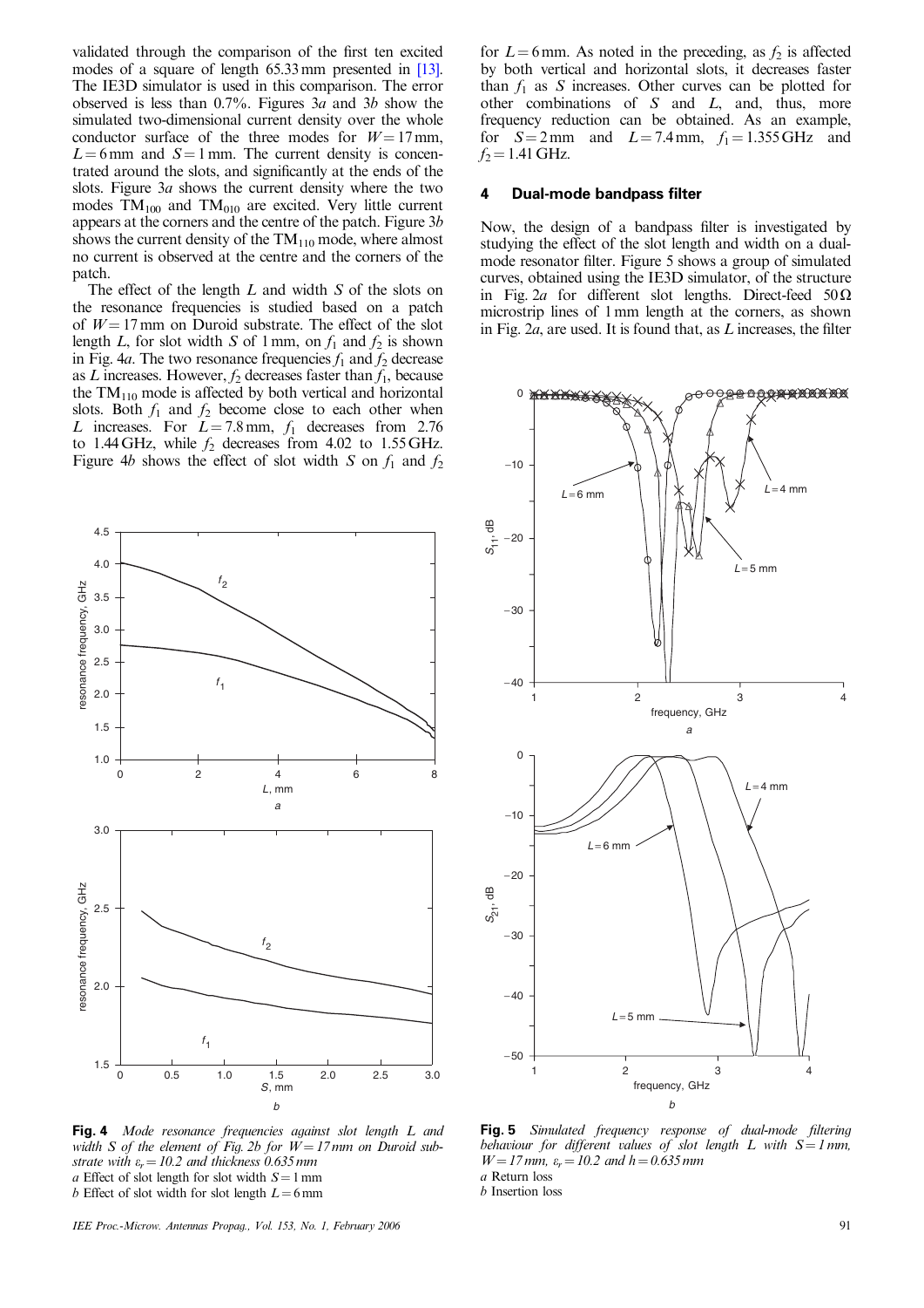validated through the comparison of the first ten excited modes of a square of length 65.33 mm presented in [13]. The IE3D simulator is used in this comparison. The error observed is less than 0.7%. Figures 3*a* and 3*b* show the simulated two-dimensional current density over the whole conductor surface of the three modes for $W = 17$ mm, $L = 6$ mm and $S = 1$ mm. The current density is concentrated around the slots, and significantly at the ends of the slots. Figure 3*a* shows the current density where the two modes $TM_{100}$ and $TM_{010}$ are excited. Very little current appears at the corners and the centre of the patch. Figure 3*b* shows the current density of the $TM_{110}$ mode, where almost no current is observed at the centre and the corners of the patch.

The effect of the length $L$ and width $S$ of the slots on the resonance frequencies is studied based on a patch of $W = 17$ mm on Duroid substrate. The effect of the slot length $L$, for slot width $S$ of 1 mm, on $f_1$ and $f_2$ is shown in Fig. 4*a*. The two resonance frequencies $f_1$ and $f_2$ decrease as $L$ increases. However, $f_2$ decreases faster than $f_1$, because the $TM_{110}$ mode is affected by both vertical and horizontal slots. Both $f_1$ and $f_2$ become close to each other when $L$ increases. For $L = 7.8$ mm, $f_1$ decreases from 2.76 to 1.44 GHz, while $f_2$ decreases from 4.02 to 1.55 GHz. Figure 4*b* shows the effect of slot width $S$ on $f_1$ and $f_2$ for $L = 6$ mm. As noted in the preceding, as $f_2$ is affected by both vertical and horizontal slots, it decreases faster than $f_1$ as $S$ increases. Other curves can be plotted for other combinations of $S$ and $L$, and, thus, more frequency reduction can be obtained. As an example, for $S = 2$ mm and $L = 7.4$ mm, $f_1 = 1.355$ GHz and $f_2 = 1.41$ GHz.

**Fig. 4** *Mode resonance frequencies against slot length L and width S of the element of Fig. 2b for W = 17 mm on Duroid substrate with $\varepsilon_r = 10.2$ and thickness 0.635 mm*
*a* Effect of slot length for slot width $S = 1$ mm
*b* Effect of slot width for slot length $L = 6$ mm

## 4 Dual-mode bandpass filter

Now, the design of a bandpass filter is investigated by studying the effect of the slot length and width on a dual-mode resonator filter. Figure 5 shows a group of simulated curves, obtained using the IE3D simulator, of the structure in Fig. 2*a* for different slot lengths. Direct-feed 50 Ω microstrip lines of 1 mm length at the corners, as shown in Fig. 2*a*, are used. It is found that, as $L$ increases, the filter

**Fig. 5** *Simulated frequency response of dual-mode filtering behaviour for different values of slot length L with S = 1 mm, W = 17 mm, $\varepsilon_r = 10.2$ and h = 0.635 mm*
*a* Return loss
*b* Insertion loss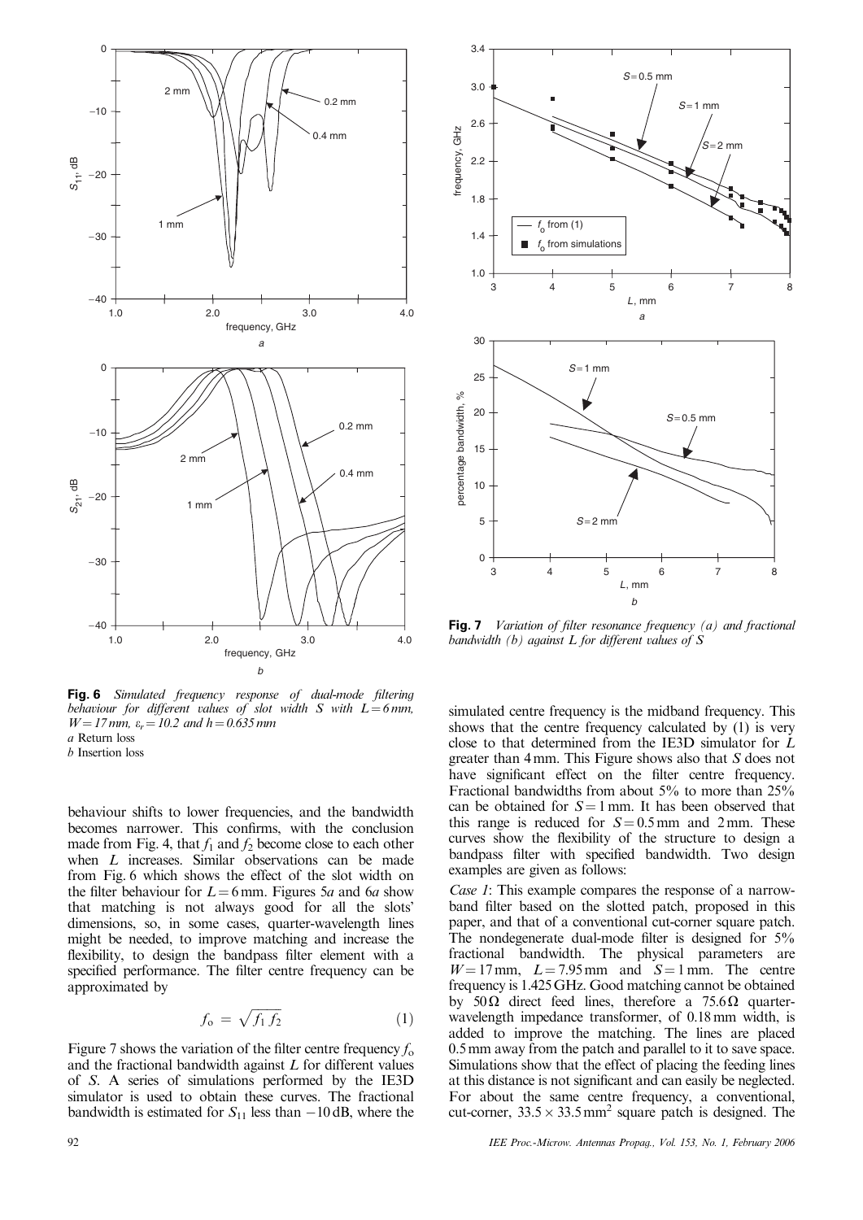**Fig. 6** *Simulated frequency response of dual-mode filtering behaviour for different values of slot width S with $L = 6$ mm, $W = 17$ mm, $\varepsilon_r = 10.2$ and $h = 0.635$ mm*
*a* Return loss
*b* Insertion loss

behaviour shifts to lower frequencies, and the bandwidth becomes narrower. This confirms, with the conclusion made from Fig. 4, that $f_1$ and $f_2$ become close to each other when $L$ increases. Similar observations can be made from Fig. 6 which shows the effect of the slot width on the filter behaviour for $L = 6$ mm. Figures 5*a* and 6*a* show that matching is not always good for all the slots' dimensions, so, in some cases, quarter-wavelength lines might be needed, to improve matching and increase the flexibility, to design the bandpass filter element with a specified performance. The filter centre frequency can be approximated by

$$f_o = \sqrt{f_1 f_2} \tag{1}$$

Figure 7 shows the variation of the filter centre frequency $f_o$ and the fractional bandwidth against $L$ for different values of $S$. A series of simulations performed by the IE3D simulator is used to obtain these curves. The fractional bandwidth is estimated for $S_{11}$ less than $-10$ dB, where the simulated centre frequency is the midband frequency. This shows that the centre frequency calculated by (1) is very close to that determined from the IE3D simulator for $L$ greater than 4 mm. This Figure shows also that $S$ does not have significant effect on the filter centre frequency. Fractional bandwidths from about 5% to more than 25% can be obtained for $S = 1$ mm. It has been observed that this range is reduced for $S = 0.5$ mm and 2 mm. These curves show the flexibility of the structure to design a bandpass filter with specified bandwidth. Two design examples are given as follows:

**Fig. 7** *Variation of filter resonance frequency (a) and fractional bandwidth (b) against L for different values of S*

*Case 1*: This example compares the response of a narrowband filter based on the slotted patch, proposed in this paper, and that of a conventional cut-corner square patch. The nondegenerate dual-mode filter is designed for 5% fractional bandwidth. The physical parameters are $W = 17$ mm, $L = 7.95$ mm and $S = 1$ mm. The centre frequency is 1.425 GHz. Good matching cannot be obtained by $50\,\Omega$ direct feed lines, therefore a $75.6\,\Omega$ quarter-wavelength impedance transformer, of 0.18 mm width, is added to improve the matching. The lines are placed 0.5 mm away from the patch and parallel to it to save space. Simulations show that the effect of placing the feeding lines at this distance is not significant and can easily be neglected. For about the same centre frequency, a conventional, cut-corner, $33.5 \times 33.5\,\text{mm}^2$ square patch is designed. The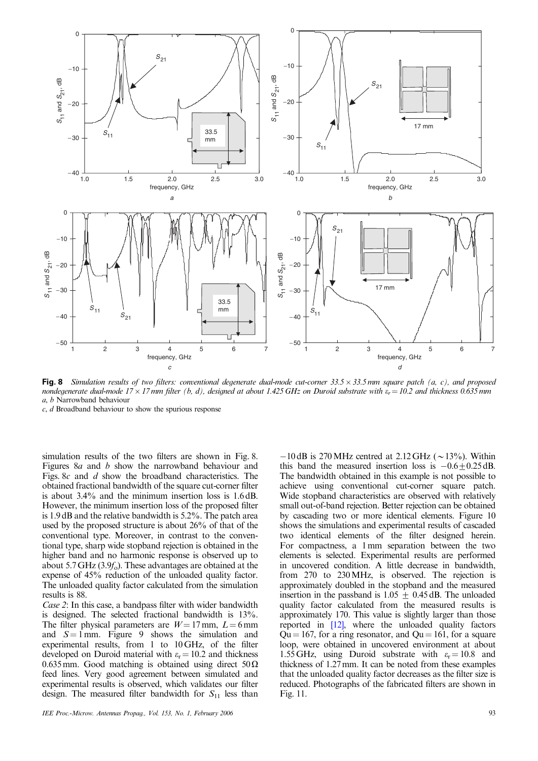**Fig. 8** *Simulation results of two filters: conventional degenerate dual-mode cut-corner 33.5 × 33.5 mm square patch (a, c), and proposed nondegenerate dual-mode 17 × 17 mm filter (b, d), designed at about 1.425 GHz on Duroid substrate with $\varepsilon_r = 10.2$ and thickness 0.635 mm*
*a*, *b* Narrowband behaviour
*c*, *d* Broadband behaviour to show the spurious response

simulation results of the two filters are shown in Fig. 8. Figures 8*a* and *b* show the narrowband behaviour and Figs. 8*c* and *d* show the broadband characteristics. The obtained fractional bandwidth of the square cut-corner filter is about 3.4% and the minimum insertion loss is 1.6 dB. However, the minimum insertion loss of the proposed filter is 1.9 dB and the relative bandwidth is 5.2%. The patch area used by the proposed structure is about 26% of that of the conventional type. Moreover, in contrast to the conventional type, sharp wide stopband rejection is obtained in the higher band and no harmonic response is observed up to about 5.7 GHz ($3.9f_o$). These advantages are obtained at the expense of 45% reduction of the unloaded quality factor. The unloaded quality factor calculated from the simulation results is 88.

*Case 2*: In this case, a bandpass filter with wider bandwidth is designed. The selected fractional bandwidth is 13%. The filter physical parameters are $W = 17$ mm, $L = 6$ mm and $S = 1$ mm. Figure 9 shows the simulation and experimental results, from 1 to 10 GHz, of the filter developed on Duroid material with $\varepsilon_r = 10.2$ and thickness 0.635 mm. Good matching is obtained using direct 50 Ω feed lines. Very good agreement between simulated and experimental results is observed, which validates our filter design. The measured filter bandwidth for $S_{11}$ less than −10 dB is 270 MHz centred at 2.12 GHz (∼13%). Within this band the measured insertion loss is $-0.6 \pm 0.25$ dB. The bandwidth obtained in this example is not possible to achieve using conventional cut-corner square patch. Wide stopband characteristics are observed with relatively small out-of-band rejection. Better rejection can be obtained by cascading two or more identical elements. Figure 10 shows the simulations and experimental results of cascaded two identical elements of the filter designed herein. For compactness, a 1 mm separation between the two elements is selected. Experimental results are performed in uncovered condition. A little decrease in bandwidth, from 270 to 230 MHz, is observed. The rejection is approximately doubled in the stopband and the measured insertion in the passband is $1.05 \pm 0.45$ dB. The unloaded quality factor calculated from the measured results is approximately 170. This value is slightly larger than those reported in [12], where the unloaded quality factors Qu = 167, for a ring resonator, and Qu = 161, for a square loop, were obtained in uncovered environment at about 1.55 GHz, using Duroid substrate with $\varepsilon_r = 10.8$ and thickness of 1.27 mm. It can be noted from these examples that the unloaded quality factor decreases as the filter size is reduced. Photographs of the fabricated filters are shown in Fig. 11.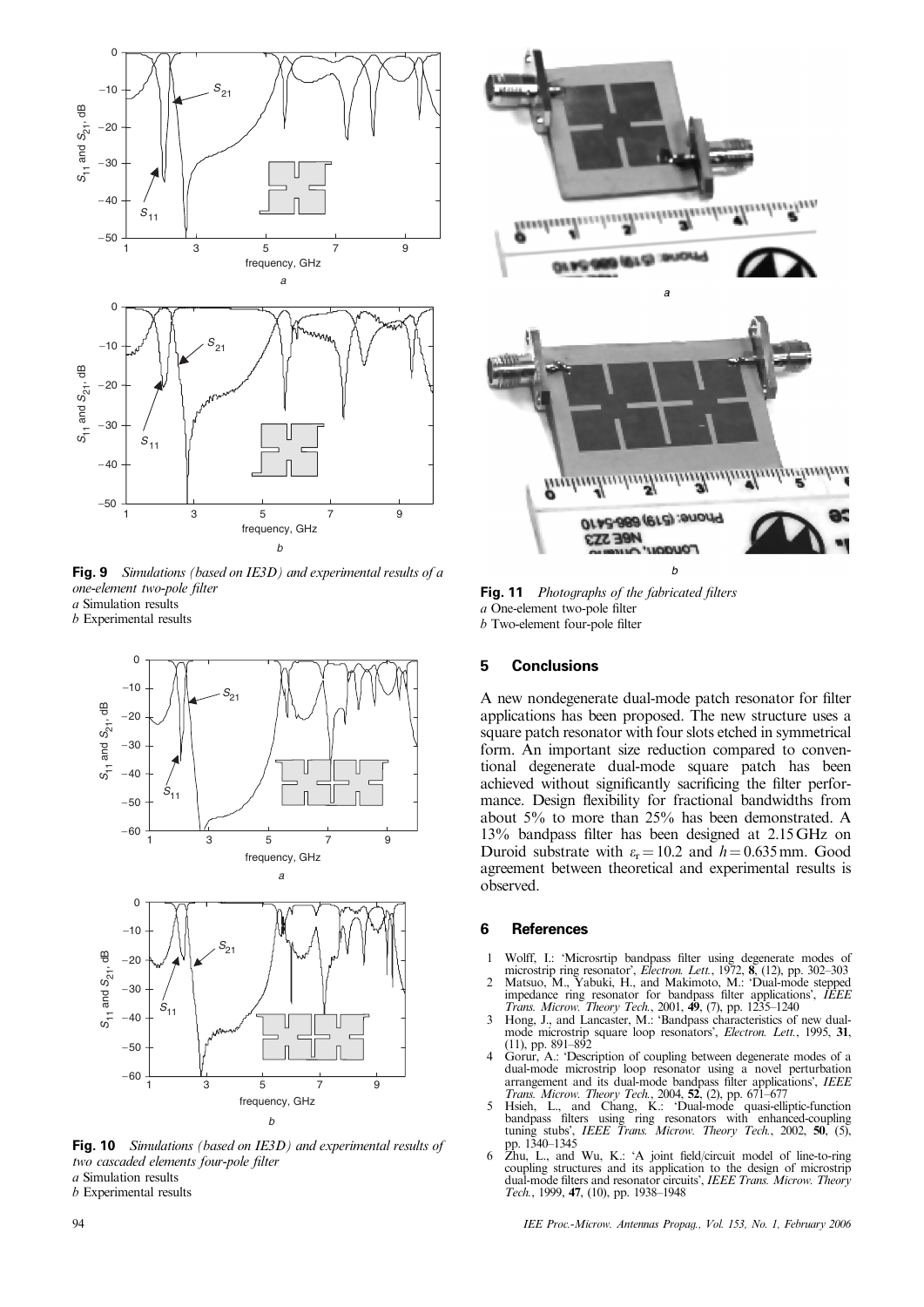Fig. 9 *Simulations (based on IE3D) and experimental results of a one-element two-pole filter*
*a* Simulation results
*b* Experimental results

Fig. 10 *Simulations (based on IE3D) and experimental results of two cascaded elements four-pole filter*
*a* Simulation results
*b* Experimental results

Fig. 11 *Photographs of the fabricated filters*
*a* One-element two-pole filter
*b* Two-element four-pole filter

## 5 Conclusions

A new nondegenerate dual-mode patch resonator for filter applications has been proposed. The new structure uses a square patch resonator with four slots etched in symmetrical form. An important size reduction compared to conventional degenerate dual-mode square patch has been achieved without significantly sacrificing the filter performance. Design flexibility for fractional bandwidths from about 5% to more than 25% has been demonstrated. A 13% bandpass filter has been designed at 2.15 GHz on Duroid substrate with $\varepsilon_r = 10.2$ and $h = 0.635$ mm. Good agreement between theoretical and experimental results is observed.

## 6 References

1. Wolff, I.: 'Microsrtip bandpass filter using degenerate modes of microstrip ring resonator', *Electron. Lett.*, 1972, **8**, (12), pp. 302–303
2. Matsuo, M., Yabuki, H., and Makimoto, M.: 'Dual-mode stepped impedance ring resonator for bandpass filter applications', *IEEE Trans. Microw. Theory Tech.*, 2001, **49**, (7), pp. 1235–1240
3. Hong, J., and Lancaster, M.: 'Bandpass characteristics of new dual-mode microstrip square loop resonators', *Electron. Lett.*, 1995, **31**, (11), pp. 891–892
4. Gorur, A.: 'Description of coupling between degenerate modes of a dual-mode microstrip loop resonator using a novel perturbation arrangement and its dual-mode bandpass filter applications', *IEEE Trans. Microw. Theory Tech.*, 2004, **52**, (2), pp. 671–677
5. Hsieh, L., and Chang, K.: 'Dual-mode quasi-elliptic-function bandpass filters using ring resonators with enhanced-coupling tuning stubs', *IEEE Trans. Microw. Theory Tech.*, 2002, **50**, (5), pp. 1340–1345
6. Zhu, L., and Wu, K.: 'A joint field/circuit model of line-to-ring coupling structures and its application to the design of microstrip dual-mode filters and resonator circuits', *IEEE Trans. Microw. Theory Tech.*, 1999, **47**, (10), pp. 1938–1948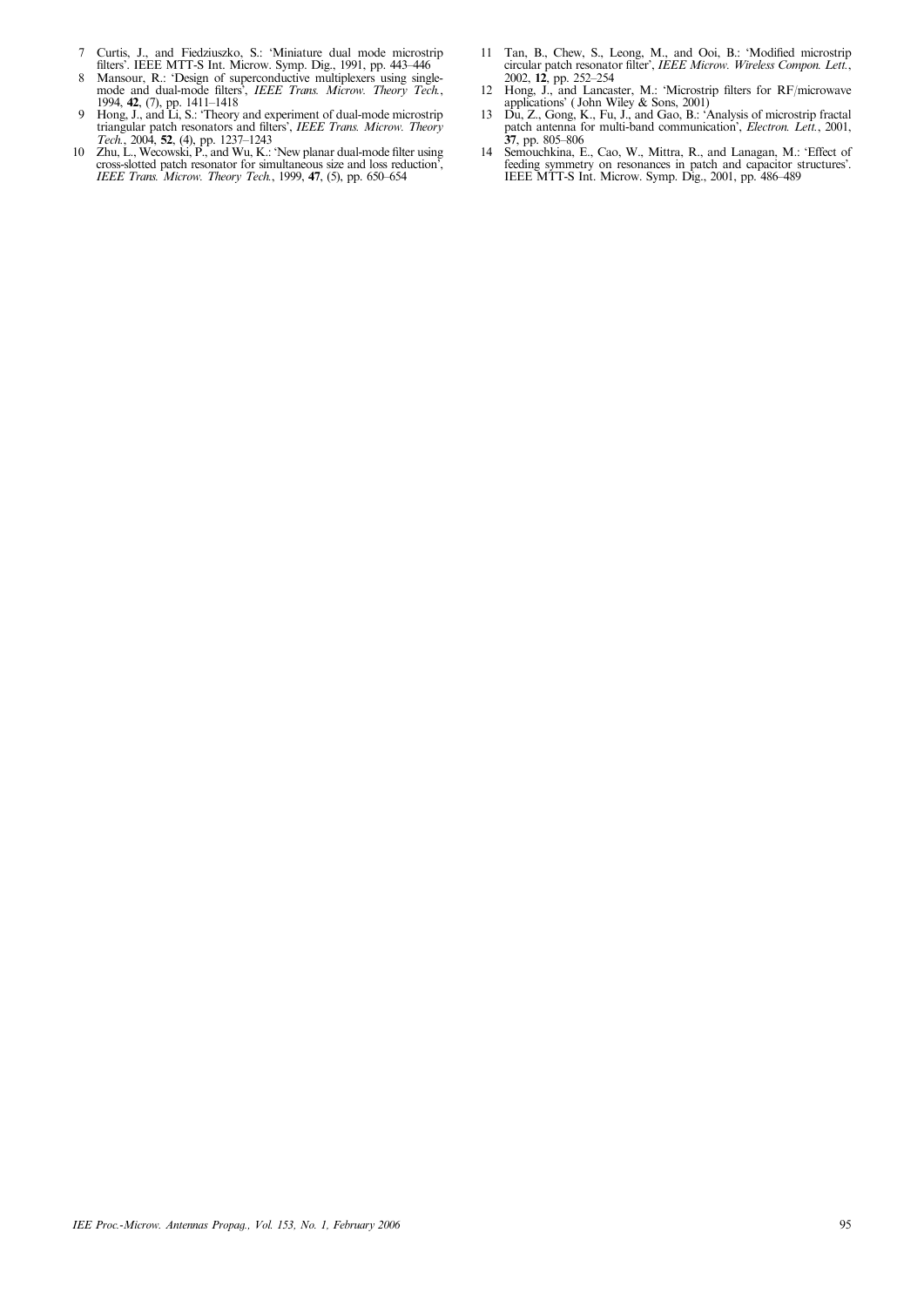7 Curtis, J., and Fiedziuszko, S.: 'Miniature dual mode microstrip filters'. IEEE MTT-S Int. Microw. Symp. Dig., 1991, pp. 443–446

8 Mansour, R.: 'Design of superconductive multiplexers using single-mode and dual-mode filters', *IEEE Trans. Microw. Theory Tech.*, 1994, **42**, (7), pp. 1411–1418

9 Hong, J., and Li, S.: 'Theory and experiment of dual-mode microstrip triangular patch resonators and filters', *IEEE Trans. Microw. Theory Tech.*, 2004, **52**, (4), pp. 1237–1243

10 Zhu, L., Wecowski, P., and Wu, K.: 'New planar dual-mode filter using cross-slotted patch resonator for simultaneous size and loss reduction', *IEEE Trans. Microw. Theory Tech.*, 1999, **47**, (5), pp. 650–654

11 Tan, B., Chew, S., Leong, M., and Ooi, B.: 'Modified microstrip circular patch resonator filter', *IEEE Microw. Wireless Compon. Lett.*, 2002, **12**, pp. 252–254

12 Hong, J., and Lancaster, M.: 'Microstrip filters for RF/microwave applications' (John Wiley & Sons, 2001)

13 Du, Z., Gong, K., Fu, J., and Gao, B.: 'Analysis of microstrip fractal patch antenna for multi-band communication', *Electron. Lett.*, 2001, **37**, pp. 805–806

14 Semouchkina, E., Cao, W., Mittra, R., and Lanagan, M.: 'Effect of feeding symmetry on resonances in patch and capacitor structures'. IEEE MTT-S Int. Microw. Symp. Dig., 2001, pp. 486–489